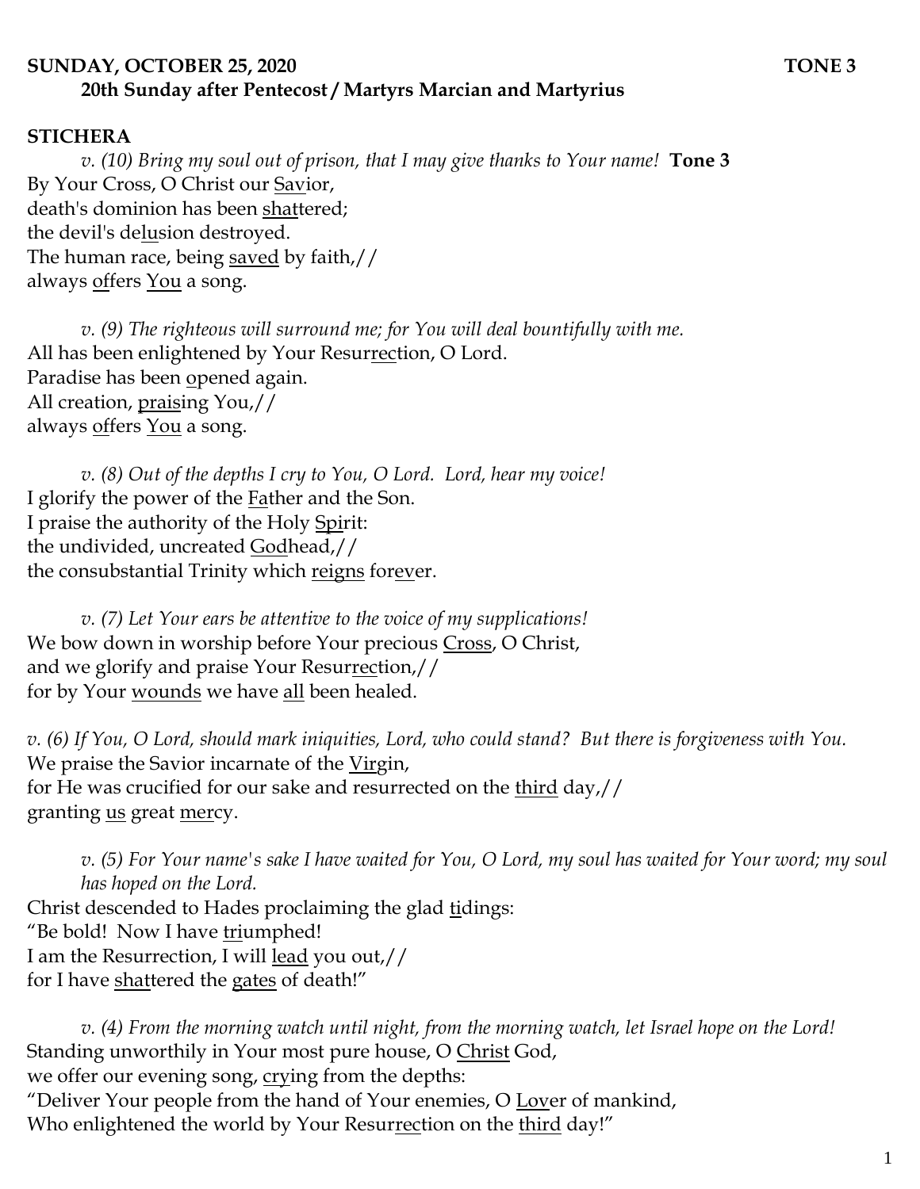**SUNDAY, OCTOBER 25, 2020 TONE 3**

**20th Sunday after Pentecost / Martyrs Marcian and Martyrius**

## STICHERA

*v. (10) Bring my soul out of prison, that I may give thanks to Your name!* **Tone 3**

By Your Cross, O Christ our Savior,
death's dominion has been shattered;
the devil's delusion destroyed.
The human race, being saved by faith,//
always offers You a song.

*v. (9) The righteous will surround me; for You will deal bountifully with me.*

All has been enlightened by Your Resurrection, O Lord.
Paradise has been opened again.
All creation, praising You,//
always offers You a song.

*v. (8) Out of the depths I cry to You, O Lord. Lord, hear my voice!*

I glorify the power of the Father and the Son.
I praise the authority of the Holy Spirit:
the undivided, uncreated Godhead,//
the consubstantial Trinity which reigns forever.

*v. (7) Let Your ears be attentive to the voice of my supplications!*

We bow down in worship before Your precious Cross, O Christ,
and we glorify and praise Your Resurrection,//
for by Your wounds we have all been healed.

*v. (6) If You, O Lord, should mark iniquities, Lord, who could stand? But there is forgiveness with You.*

We praise the Savior incarnate of the Virgin,
for He was crucified for our sake and resurrected on the third day,//
granting us great mercy.

*v. (5) For Your name's sake I have waited for You, O Lord, my soul has waited for Your word; my soul has hoped on the Lord.*

Christ descended to Hades proclaiming the glad tidings:
"Be bold! Now I have triumphed!
I am the Resurrection, I will lead you out,//
for I have shattered the gates of death!"

*v. (4) From the morning watch until night, from the morning watch, let Israel hope on the Lord!*

Standing unworthily in Your most pure house, O Christ God,
we offer our evening song, crying from the depths:
"Deliver Your people from the hand of Your enemies, O Lover of mankind,
Who enlightened the world by Your Resurrection on the third day!"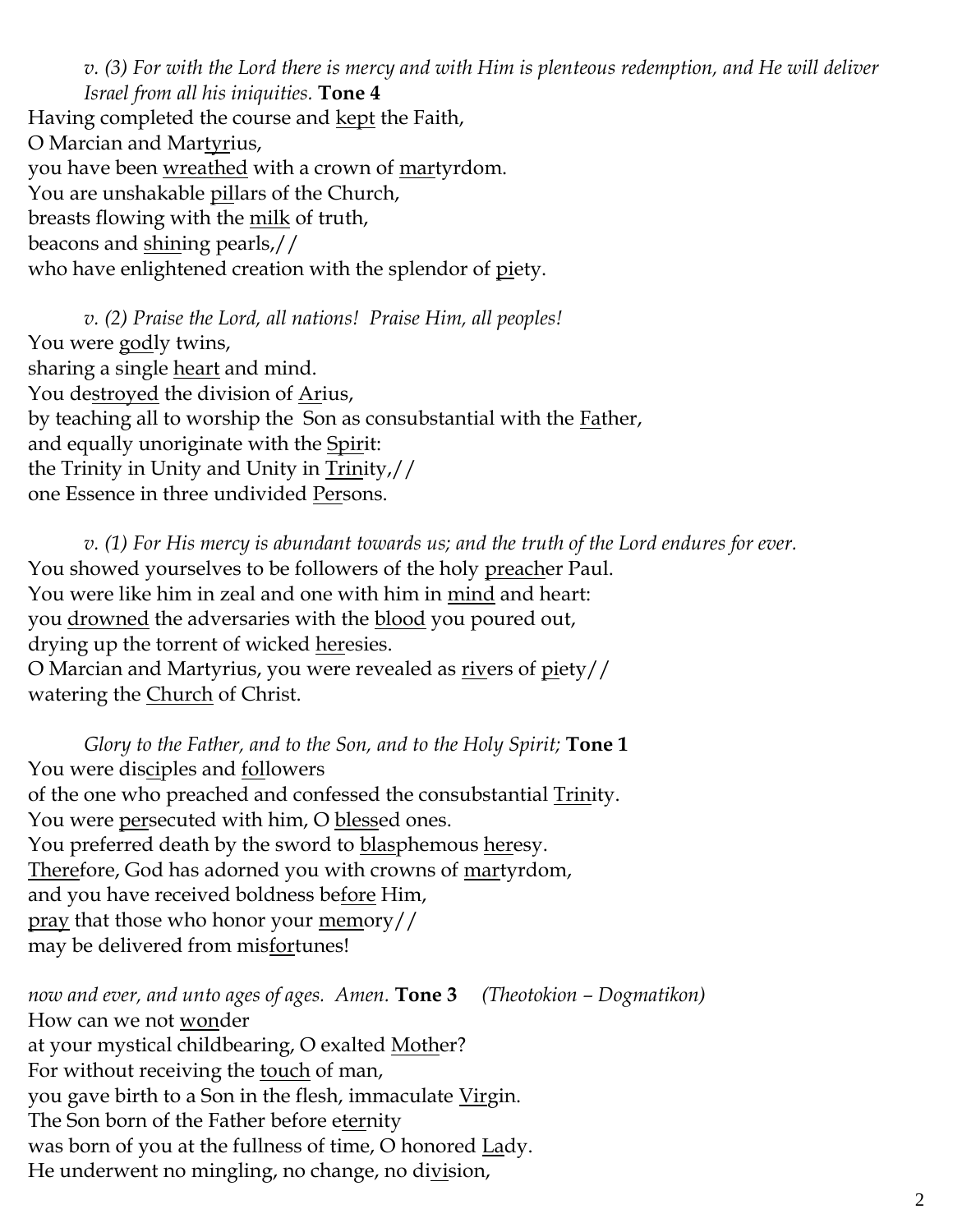*v. (3) For with the Lord there is mercy and with Him is plenteous redemption, and He will deliver Israel from all his iniquities.* **Tone 4**

Having completed the course and <u>kept</u> the Faith,
O Marcian and Mar<u>tyr</u>ius,
you have been <u>wreathed</u> with a crown of <u>mar</u>tyrdom.
You are unshakable <u>pil</u>lars of the Church,
breasts flowing with the <u>milk</u> of truth,
beacons and <u>shin</u>ing pearls,//
who have enlightened creation with the splendor of <u>pi</u>ety.

*v. (2) Praise the Lord, all nations! Praise Him, all peoples!*

You were <u>god</u>ly twins,
sharing a single <u>heart</u> and mind.
You de<u>stroyed</u> the division of <u>A</u>rius,
by teaching all to worship the Son as consubstantial with the <u>Fa</u>ther,
and equally unoriginate with the <u>Spir</u>it:
the Trinity in Unity and Unity in <u>Trin</u>ity,//
one Essence in three undivided <u>Per</u>sons.

*v. (1) For His mercy is abundant towards us; and the truth of the Lord endures for ever.*

You showed yourselves to be followers of the holy <u>preach</u>er Paul.
You were like him in zeal and one with him in <u>mind</u> and heart:
you <u>drowned</u> the adversaries with the <u>blood</u> you poured out,
drying up the torrent of wicked <u>her</u>esies.
O Marcian and Martyrius, you were revealed as <u>riv</u>ers of <u>pi</u>ety//
watering the <u>Church</u> of Christ.

*Glory to the Father, and to the Son, and to the Holy Spirit;* **Tone 1**

You were dis<u>ci</u>ples and <u>fol</u>lowers
of the one who preached and confessed the consubstantial <u>Trin</u>ity.
You were <u>per</u>secuted with him, O <u>bless</u>ed ones.
You preferred death by the sword to <u>blas</u>phemous <u>her</u>esy.
<u>There</u>fore, God has adorned you with crowns of <u>mar</u>tyrdom,
and you have received boldness be<u>fore</u> Him,
<u>pray</u> that those who honor your <u>mem</u>ory//
may be delivered from mis<u>for</u>tunes!

*now and ever, and unto ages of ages. Amen.* **Tone 3** *(Theotokion – Dogmatikon)*

How can we not <u>won</u>der
at your mystical childbearing, O exalted <u>Moth</u>er?
For without receiving the <u>touch</u> of man,
you gave birth to a Son in the flesh, immaculate <u>Vir</u>gin.
The Son born of the Father before e<u>ter</u>nity
was born of you at the fullness of time, O honored <u>La</u>dy.
He underwent no mingling, no change, no di<u>vi</u>sion,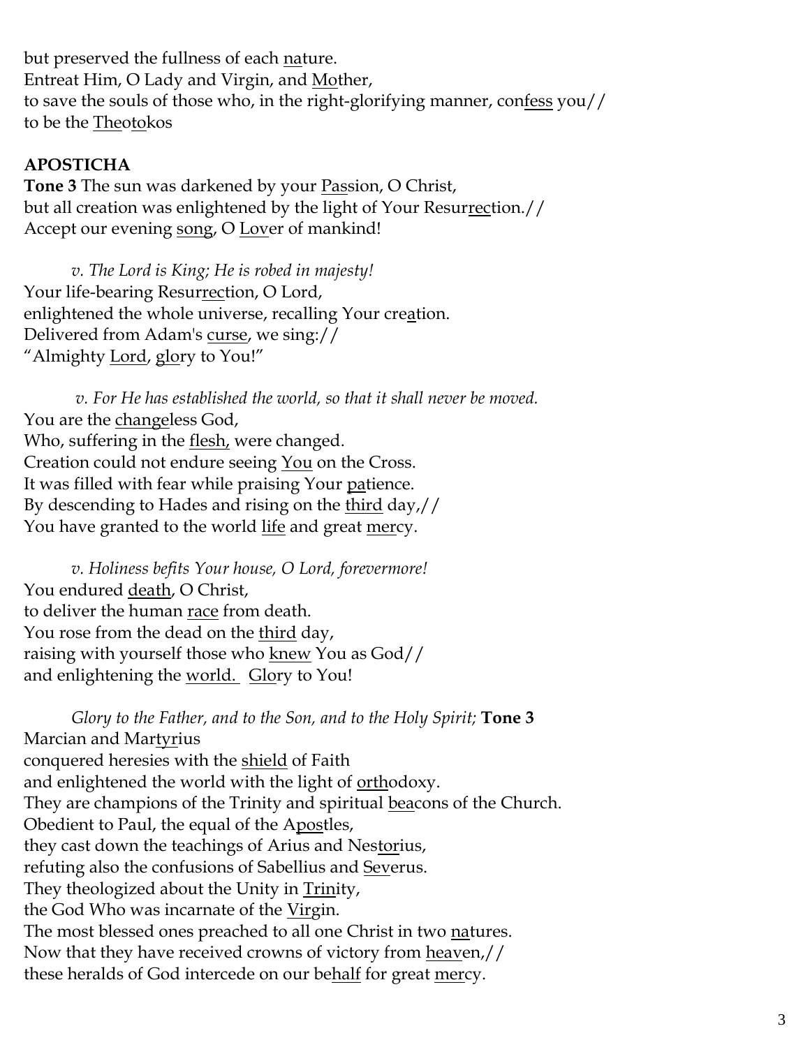but preserved the fullness of each <u>na</u>ture.
Entreat Him, O Lady and Virgin, and <u>Mo</u>ther,
to save the souls of those who, in the right-glorifying manner, con<u>fess</u> you//
to be the <u>The</u>o<u>to</u>kos

**APOSTICHA**

**Tone 3** The sun was darkened by your <u>Pass</u>ion, O Christ,
but all creation was enlightened by the light of Your Resur<u>rec</u>tion.//
Accept our evening <u>song</u>, O <u>Lov</u>er of mankind!

*v. The Lord is King; He is robed in majesty!*
Your life-bearing Resur<u>rec</u>tion, O Lord,
enlightened the whole universe, recalling Your cre<u>a</u>tion.
Delivered from Adam's <u>curse</u>, we sing://
"Almighty <u>Lord</u>, <u>glo</u>ry to You!"

*v. For He has established the world, so that it shall never be moved.*
You are the <u>change</u>less God,
Who, suffering in the <u>flesh,</u> were changed.
Creation could not endure seeing <u>You</u> on the Cross.
It was filled with fear while praising Your <u>pa</u>tience.
By descending to Hades and rising on the <u>third</u> day,//
You have granted to the world <u>life</u> and great <u>mer</u>cy.

*v. Holiness befits Your house, O Lord, forevermore!*
You endured <u>death</u>, O Christ,
to deliver the human <u>race</u> from death.
You rose from the dead on the <u>third</u> day,
raising with yourself those who <u>knew</u> You as God//
and enlightening the <u>world.</u> <u>Glo</u>ry to You!

*Glory to the Father, and to the Son, and to the Holy Spirit;* **Tone 3**
Marcian and Mar<u>tyr</u>ius
conquered heresies with the <u>shield</u> of Faith
and enlightened the world with the light of <u>orth</u>odoxy.
They are champions of the Trinity and spiritual <u>bea</u>cons of the Church.
Obedient to Paul, the equal of the A<u>pos</u>tles,
they cast down the teachings of Arius and Nes<u>tor</u>ius,
refuting also the confusions of Sabellius and <u>Sev</u>erus.
They theologized about the Unity in <u>Trin</u>ity,
the God Who was incarnate of the <u>Vir</u>gin.
The most blessed ones preached to all one Christ in two <u>na</u>tures.
Now that they have received crowns of victory from <u>heav</u>en,//
these heralds of God intercede on our be<u>half</u> for great <u>mer</u>cy.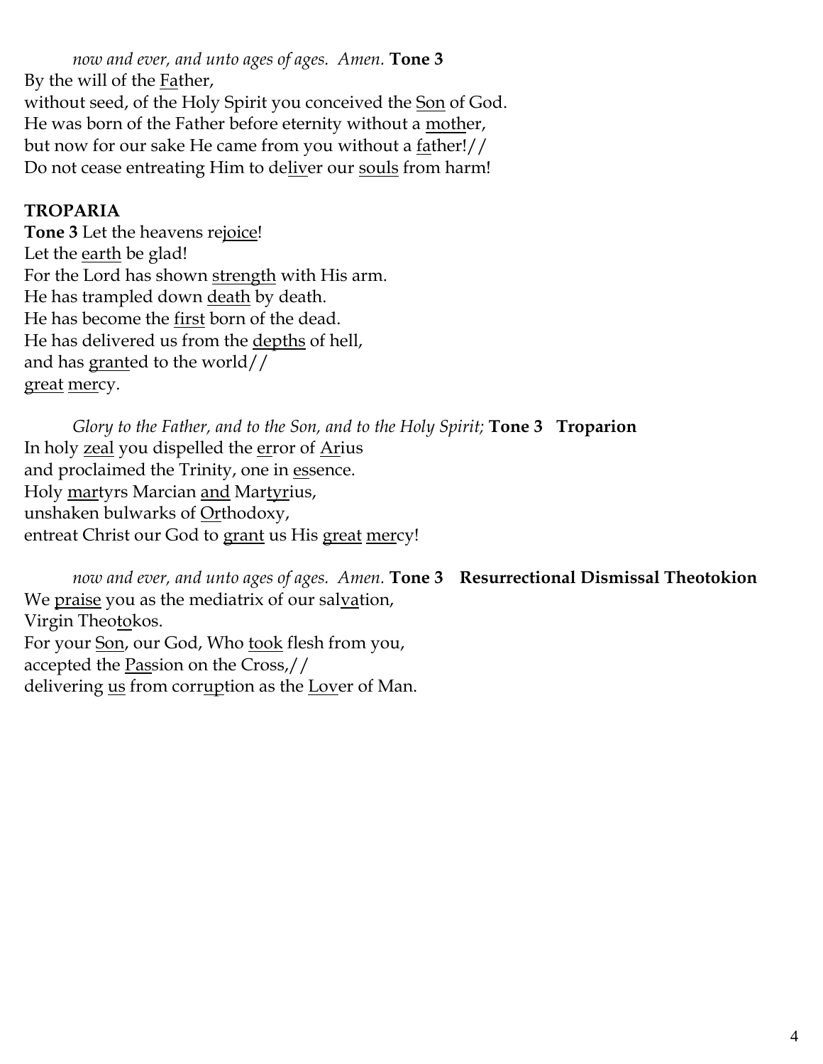*now and ever, and unto ages of ages. Amen.* **Tone 3**
By the will of the <u>Fa</u>ther,
without seed, of the Holy Spirit you conceived the <u>Son</u> of God.
He was born of the Father before eternity without a <u>moth</u>er,
but now for our sake He came from you without a <u>fa</u>ther!//
Do not cease entreating Him to de<u>liv</u>er our <u>souls</u> from harm!

**TROPARIA**

**Tone 3** Let the heavens re<u>joice</u>!
Let the <u>earth</u> be glad!
For the Lord has shown <u>strength</u> with His arm.
He has trampled down <u>death</u> by death.
He has become the <u>first</u> born of the dead.
He has delivered us from the <u>depths</u> of hell,
and has <u>grant</u>ed to the world//
<u>great</u> <u>mer</u>cy.

*Glory to the Father, and to the Son, and to the Holy Spirit;* **Tone 3 Troparion**
In holy <u>zeal</u> you dispelled the <u>er</u>ror of <u>Ar</u>ius
and proclaimed the Trinity, one in <u>es</u>sence.
Holy <u>mar</u>tyrs Marcian <u>and</u> Mar<u>tyr</u>ius,
unshaken bulwarks of <u>Or</u>thodoxy,
entreat Christ our God to <u>grant</u> us His <u>great</u> <u>mer</u>cy!

*now and ever, and unto ages of ages. Amen.* **Tone 3 Resurrectional Dismissal Theotokion**
We <u>praise</u> you as the mediatrix of our sal<u>va</u>tion,
Virgin Theo<u>to</u>kos.
For your <u>Son</u>, our God, Who <u>took</u> flesh from you,
accepted the <u>Pas</u>sion on the Cross,//
delivering <u>us</u> from corr<u>up</u>tion as the <u>Lov</u>er of Man.